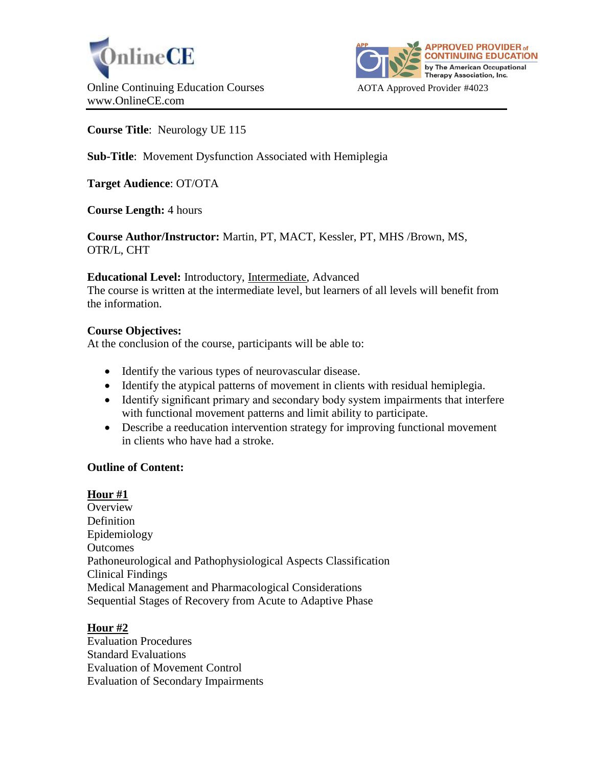OnlineCE

Online Continuing Education Courses
www.OnlineCE.com

APPROVED PROVIDER of CONTINUING EDUCATION by The American Occupational Therapy Association, Inc.

AOTA Approved Provider #4023

---

**Course Title**: Neurology UE 115

**Sub-Title**: Movement Dysfunction Associated with Hemiplegia

**Target Audience**: OT/OTA

**Course Length:** 4 hours

**Course Author/Instructor:** Martin, PT, MACT, Kessler, PT, MHS /Brown, MS, OTR/L, CHT

**Educational Level:** Introductory, <u>Intermediate</u>, Advanced
The course is written at the intermediate level, but learners of all levels will benefit from the information.

**Course Objectives:**
At the conclusion of the course, participants will be able to:

- Identify the various types of neurovascular disease.
- Identify the atypical patterns of movement in clients with residual hemiplegia.
- Identify significant primary and secondary body system impairments that interfere with functional movement patterns and limit ability to participate.
- Describe a reeducation intervention strategy for improving functional movement in clients who have had a stroke.

**Outline of Content:**

**<u>Hour #1</u>**
Overview
Definition
Epidemiology
Outcomes
Pathoneurological and Pathophysiological Aspects Classification
Clinical Findings
Medical Management and Pharmacological Considerations
Sequential Stages of Recovery from Acute to Adaptive Phase

**<u>Hour #2</u>**
Evaluation Procedures
Standard Evaluations
Evaluation of Movement Control
Evaluation of Secondary Impairments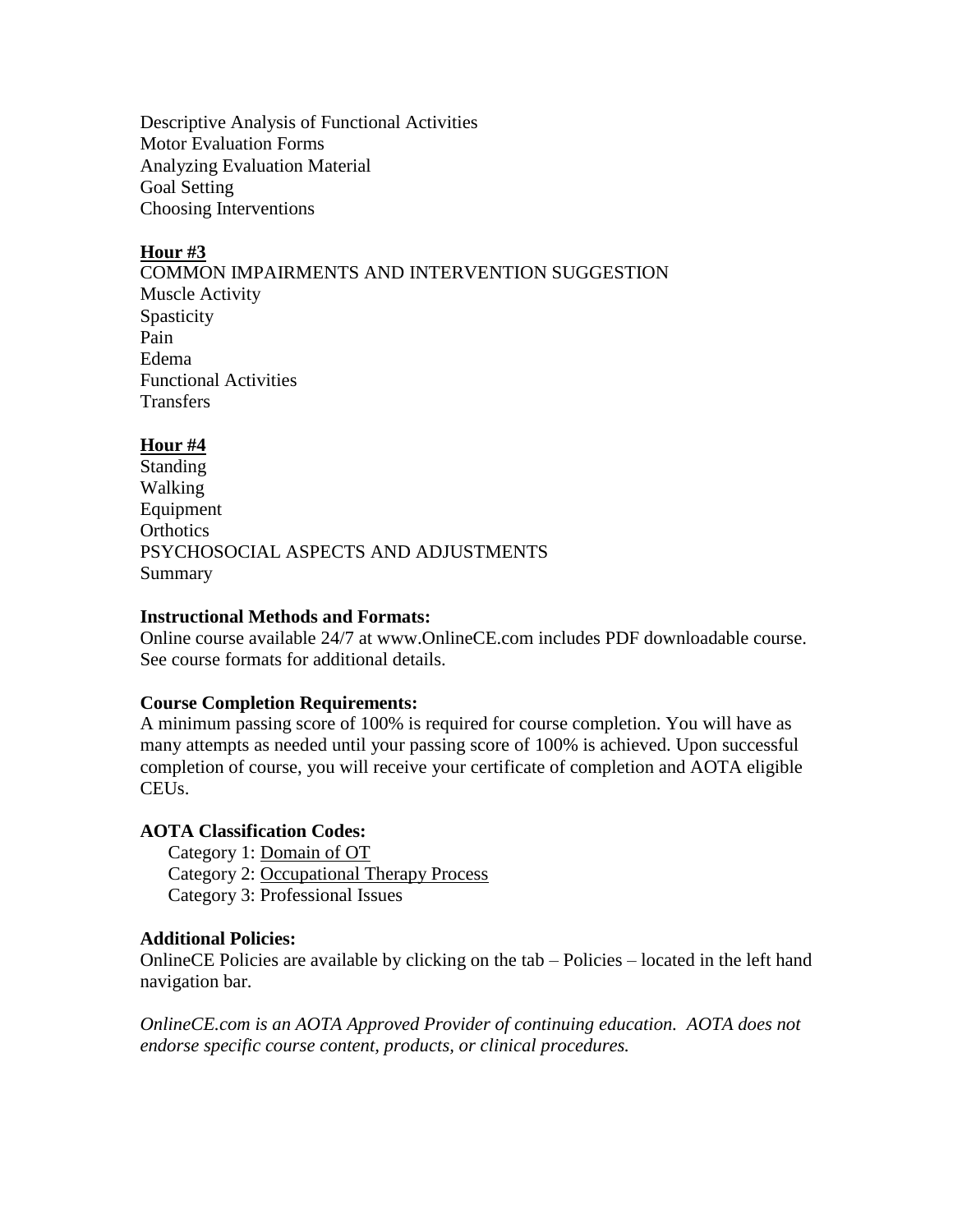Descriptive Analysis of Functional Activities
Motor Evaluation Forms
Analyzing Evaluation Material
Goal Setting
Choosing Interventions

**Hour #3**

COMMON IMPAIRMENTS AND INTERVENTION SUGGESTION
Muscle Activity
Spasticity
Pain
Edema
Functional Activities
Transfers

**Hour #4**

Standing
Walking
Equipment
Orthotics
PSYCHOSOCIAL ASPECTS AND ADJUSTMENTS
Summary

**Instructional Methods and Formats:**
Online course available 24/7 at www.OnlineCE.com includes PDF downloadable course. See course formats for additional details.

**Course Completion Requirements:**
A minimum passing score of 100% is required for course completion. You will have as many attempts as needed until your passing score of 100% is achieved. Upon successful completion of course, you will receive your certificate of completion and AOTA eligible CEUs.

**AOTA Classification Codes:**

Category 1: Domain of OT
Category 2: Occupational Therapy Process
Category 3: Professional Issues

**Additional Policies:**
OnlineCE Policies are available by clicking on the tab – Policies – located in the left hand navigation bar.

*OnlineCE.com is an AOTA Approved Provider of continuing education. AOTA does not endorse specific course content, products, or clinical procedures.*